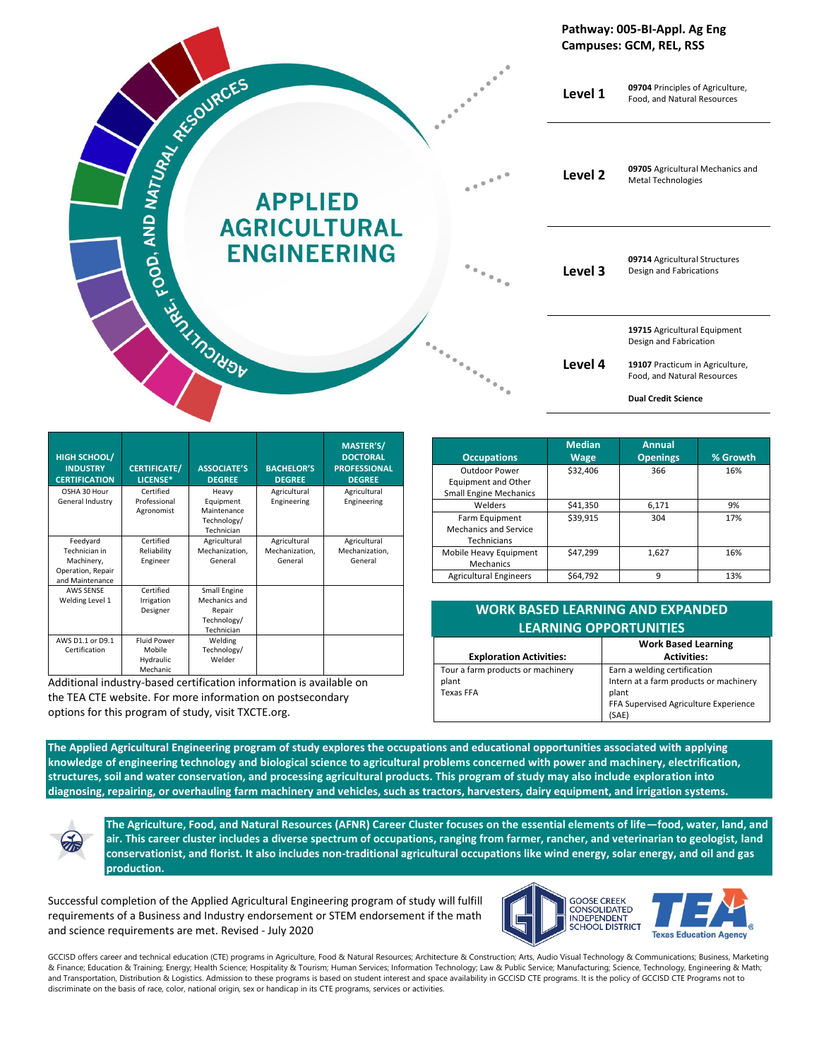**Pathway: 005-BI-Appl. Ag Eng**
**Campuses: GCM, REL, RSS**

AGRICULTURE, FOOD, AND NATURAL RESOURCES

# APPLIED AGRICULTURAL ENGINEERING

| Level | Course |
|---|---|
| **Level 1** | **09704** Principles of Agriculture, Food, and Natural Resources |
| **Level 2** | **09705** Agricultural Mechanics and Metal Technologies |
| **Level 3** | **09714** Agricultural Structures Design and Fabrications |
| **Level 4** | **19715** Agricultural Equipment Design and Fabrication<br>**19107** Practicum in Agriculture, Food, and Natural Resources<br>**Dual Credit Science** |

| HIGH SCHOOL/ INDUSTRY CERTIFICATION | CERTIFICATE/ LICENSE* | ASSOCIATE'S DEGREE | BACHELOR'S DEGREE | MASTER'S/ DOCTORAL PROFESSIONAL DEGREE |
|---|---|---|---|---|
| OSHA 30 Hour General Industry | Certified Professional Agronomist | Heavy Equipment Maintenance Technology/ Technician | Agricultural Engineering | Agricultural Engineering |
| Feedyard Technician in Machinery, Operation, Repair and Maintenance | Certified Reliability Engineer | Agricultural Mechanization, General | Agricultural Mechanization, General | Agricultural Mechanization, General |
| AWS SENSE Welding Level 1 | Certified Irrigation Designer | Small Engine Mechanics and Repair Technology/ Technician | | |
| AWS D1.1 or D9.1 Certification | Fluid Power Mobile Hydraulic Mechanic | Welding Technology/ Welder | | |

Additional industry-based certification information is available on the TEA CTE website. For more information on postsecondary options for this program of study, visit TXCTE.org.

| Occupations | Median Wage | Annual Openings | % Growth |
|---|---|---|---|
| Outdoor Power Equipment and Other Small Engine Mechanics | $32,406 | 366 | 16% |
| Welders | $41,350 | 6,171 | 9% |
| Farm Equipment Mechanics and Service Technicians | $39,915 | 304 | 17% |
| Mobile Heavy Equipment Mechanics | $47,299 | 1,627 | 16% |
| Agricultural Engineers | $64,792 | 9 | 13% |

## WORK BASED LEARNING AND EXPANDED LEARNING OPPORTUNITIES

| Exploration Activities: | Work Based Learning Activities: |
|---|---|
| Tour a farm products or machinery plant<br>Texas FFA | Earn a welding certification<br>Intern at a farm products or machinery plant<br>FFA Supervised Agriculture Experience (SAE) |

**The Applied Agricultural Engineering program of study explores the occupations and educational opportunities associated with applying knowledge of engineering technology and biological science to agricultural problems concerned with power and machinery, electrification, structures, soil and water conservation, and processing agricultural products. This program of study may also include exploration into diagnosing, repairing, or overhauling farm machinery and vehicles, such as tractors, harvesters, dairy equipment, and irrigation systems.**

**The Agriculture, Food, and Natural Resources (AFNR) Career Cluster focuses on the essential elements of life—food, water, land, and air. This career cluster includes a diverse spectrum of occupations, ranging from farmer, rancher, and veterinarian to geologist, land conservationist, and florist. It also includes non-traditional agricultural occupations like wind energy, solar energy, and oil and gas production.**

Successful completion of the Applied Agricultural Engineering program of study will fulfill requirements of a Business and Industry endorsement or STEM endorsement if the math and science requirements are met. Revised - July 2020

GOOSE CREEK CONSOLIDATED INDEPENDENT SCHOOL DISTRICT

TEA Texas Education Agency

GCCISD offers career and technical education (CTE) programs in Agriculture, Food & Natural Resources; Architecture & Construction; Arts, Audio Visual Technology & Communications; Business, Marketing & Finance; Education & Training; Energy; Health Science; Hospitality & Tourism; Human Services; Information Technology; Law & Public Service; Manufacturing; Science, Technology, Engineering & Math; and Transportation, Distribution & Logistics. Admission to these programs is based on student interest and space availability in GCCISD CTE programs. It is the policy of GCCISD CTE Programs not to discriminate on the basis of race, color, national origin, sex or handicap in its CTE programs, services or activities.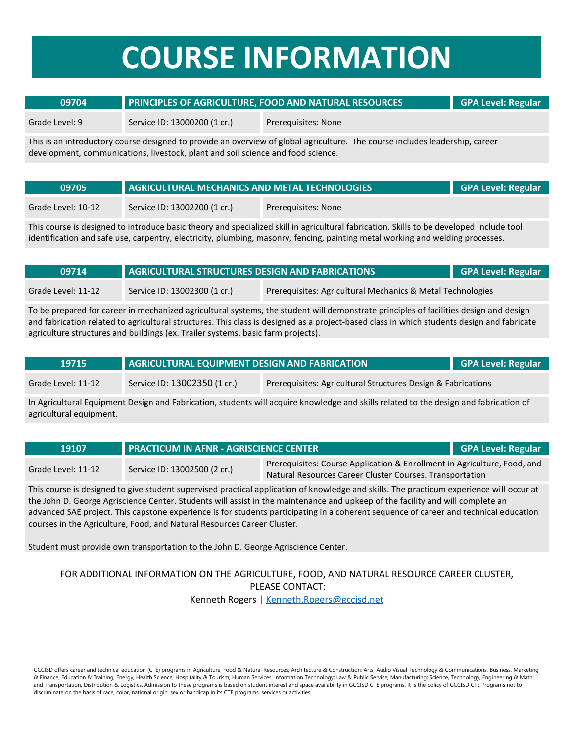# COURSE INFORMATION

| 09704 | PRINCIPLES OF AGRICULTURE, FOOD AND NATURAL RESOURCES | GPA Level: Regular |
|---|---|---|
| Grade Level: 9 | Service ID: 13000200 (1 cr.) | Prerequisites: None |

This is an introductory course designed to provide an overview of global agriculture. The course includes leadership, career development, communications, livestock, plant and soil science and food science.

| 09705 | AGRICULTURAL MECHANICS AND METAL TECHNOLOGIES | GPA Level: Regular |
|---|---|---|
| Grade Level: 10-12 | Service ID: 13002200 (1 cr.) | Prerequisites: None |

This course is designed to introduce basic theory and specialized skill in agricultural fabrication. Skills to be developed include tool identification and safe use, carpentry, electricity, plumbing, masonry, fencing, painting metal working and welding processes.

| 09714 | AGRICULTURAL STRUCTURES DESIGN AND FABRICATIONS | GPA Level: Regular |
|---|---|---|
| Grade Level: 11-12 | Service ID: 13002300 (1 cr.) | Prerequisites: Agricultural Mechanics & Metal Technologies |

To be prepared for career in mechanized agricultural systems, the student will demonstrate principles of facilities design and design and fabrication related to agricultural structures. This class is designed as a project-based class in which students design and fabricate agriculture structures and buildings (ex. Trailer systems, basic farm projects).

| 19715 | AGRICULTURAL EQUIPMENT DESIGN AND FABRICATION | GPA Level: Regular |
|---|---|---|
| Grade Level: 11-12 | Service ID: 13002350 (1 cr.) | Prerequisites: Agricultural Structures Design & Fabrications |

In Agricultural Equipment Design and Fabrication, students will acquire knowledge and skills related to the design and fabrication of agricultural equipment.

| 19107 | PRACTICUM IN AFNR - AGRISCIENCE CENTER | GPA Level: Regular |
|---|---|---|
| Grade Level: 11-12 | Service ID: 13002500 (2 cr.) | Prerequisites: Course Application & Enrollment in Agriculture, Food, and Natural Resources Career Cluster Courses. Transportation |

This course is designed to give student supervised practical application of knowledge and skills. The practicum experience will occur at the John D. George Agriscience Center. Students will assist in the maintenance and upkeep of the facility and will complete an advanced SAE project. This capstone experience is for students participating in a coherent sequence of career and technical education courses in the Agriculture, Food, and Natural Resources Career Cluster.

Student must provide own transportation to the John D. George Agriscience Center.

FOR ADDITIONAL INFORMATION ON THE AGRICULTURE, FOOD, AND NATURAL RESOURCE CAREER CLUSTER, PLEASE CONTACT:

Kenneth Rogers | Kenneth.Rogers@gccisd.net

GCCISD offers career and technical education (CTE) programs in Agriculture, Food & Natural Resources; Architecture & Construction; Arts, Audio Visual Technology & Communications; Business, Marketing & Finance; Education & Training; Energy; Health Science; Hospitality & Tourism; Human Services; Information Technology; Law & Public Service; Manufacturing; Science, Technology, Engineering & Math; and Transportation, Distribution & Logistics. Admission to these programs is based on student interest and space availability in GCCISD CTE programs. It is the policy of GCCISD CTE Programs not to discriminate on the basis of race, color, national origin, sex or handicap in its CTE programs, services or activities.